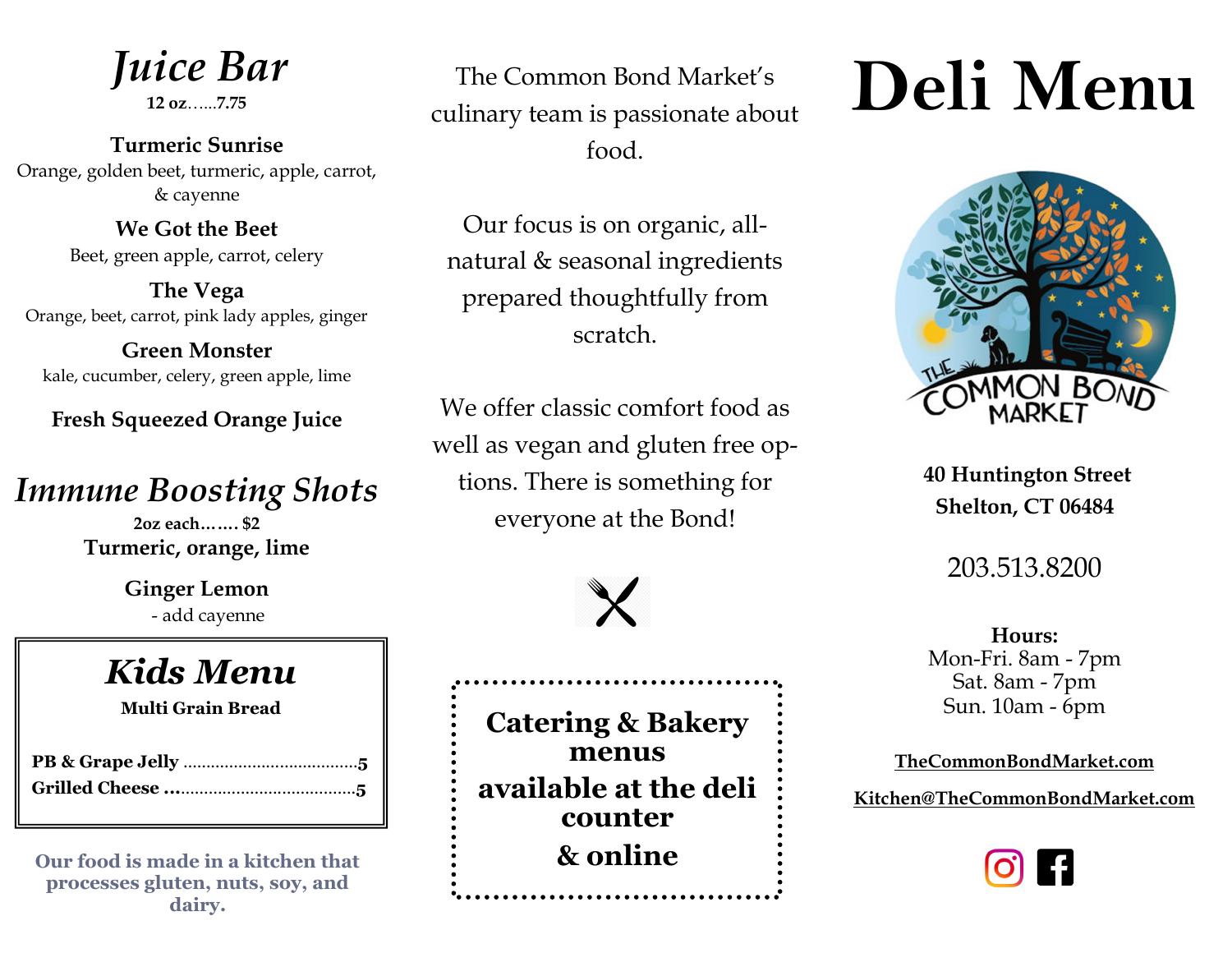# *Juice Bar*

**12 oz……7.75**

**Turmeric Sunrise**
Orange, golden beet, turmeric, apple, carrot, & cayenne

**We Got the Beet**
Beet, green apple, carrot, celery

**The Vega**
Orange, beet, carrot, pink lady apples, ginger

**Green Monster**
kale, cucumber, celery, green apple, lime

**Fresh Squeezed Orange Juice**

# *Immune Boosting Shots*

**2oz each……. $2**

**Turmeric, orange, lime**

**Ginger Lemon**
- add cayenne

## *Kids Menu*

**Multi Grain Bread**

**PB & Grape Jelly** ……………………………………5
**Grilled Cheese** ……………………………………5

**Our food is made in a kitchen that processes gluten, nuts, soy, and dairy.**

The Common Bond Market's culinary team is passionate about food.

Our focus is on organic, all-natural & seasonal ingredients prepared thoughtfully from scratch.

We offer classic comfort food as well as vegan and gluten free options. There is something for everyone at the Bond!

**Catering & Bakery menus available at the deli counter & online**

# Deli Menu

THE COMMON BOND MARKET

**40 Huntington Street**
**Shelton, CT 06484**

203.513.8200

**Hours:**
Mon-Fri. 8am - 7pm
Sat. 8am - 7pm
Sun. 10am - 6pm

**TheCommonBondMarket.com**

**Kitchen@TheCommonBondMarket.com**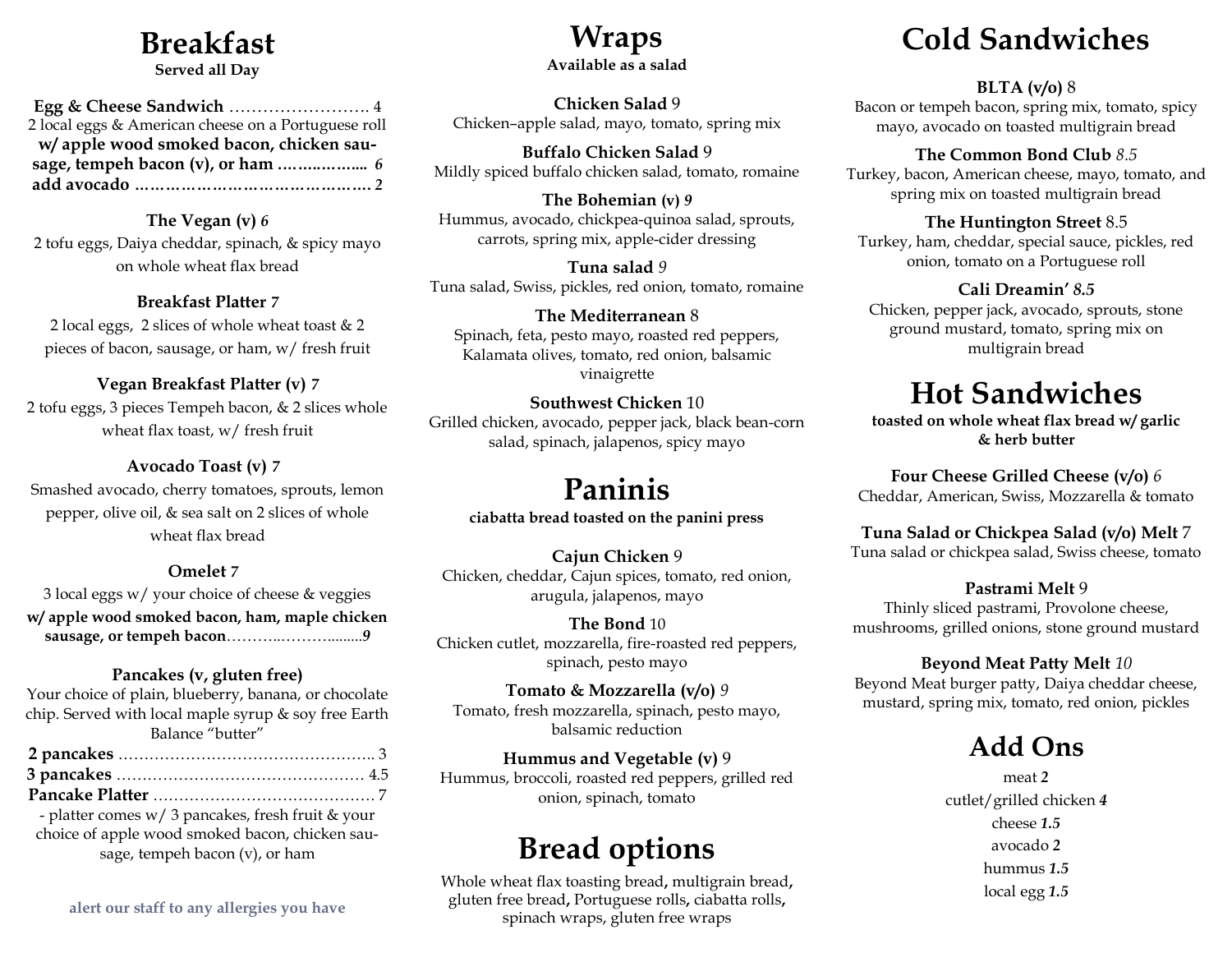# Breakfast

**Served all Day**

**Egg & Cheese Sandwich** ……………………. 4
2 local eggs & American cheese on a Portuguese roll
**w/ apple wood smoked bacon, chicken sausage, tempeh bacon (v), or ham ……………... *6***
**add avocado ……………………………………… *2***

### The Vegan (v) *6*

2 tofu eggs, Daiya cheddar, spinach, & spicy mayo on whole wheat flax bread

### Breakfast Platter *7*

2 local eggs, 2 slices of whole wheat toast & 2 pieces of bacon, sausage, or ham, w/ fresh fruit

### Vegan Breakfast Platter (v) *7*

2 tofu eggs, 3 pieces Tempeh bacon, & 2 slices whole wheat flax toast, w/ fresh fruit

### Avocado Toast (v) *7*

Smashed avocado, cherry tomatoes, sprouts, lemon pepper, olive oil, & sea salt on 2 slices of whole wheat flax bread

### Omelet *7*

3 local eggs w/ your choice of cheese & veggies
**w/ apple wood smoked bacon, ham, maple chicken sausage, or tempeh bacon**……..………........*9*

### Pancakes (v, gluten free)

Your choice of plain, blueberry, banana, or chocolate chip. Served with local maple syrup & soy free Earth Balance "butter"

**2 pancakes** ………………………………………….. 3
**3 pancakes** ………………………………………… 4.5
**Pancake Platter** …………………………………… 7
- platter comes w/ 3 pancakes, fresh fruit & your choice of apple wood smoked bacon, chicken sausage, tempeh bacon (v), or ham

**alert our staff to any allergies you have**

# Wraps

**Available as a salad**

**Chicken Salad** 9
Chicken–apple salad, mayo, tomato, spring mix

**Buffalo Chicken Salad** 9
Mildly spiced buffalo chicken salad, tomato, romaine

**The Bohemian (v)** *9*
Hummus, avocado, chickpea-quinoa salad, sprouts, carrots, spring mix, apple-cider dressing

**Tuna salad** *9*
Tuna salad, Swiss, pickles, red onion, tomato, romaine

**The Mediterranean** 8
Spinach, feta, pesto mayo, roasted red peppers, Kalamata olives, tomato, red onion, balsamic vinaigrette

**Southwest Chicken** 10
Grilled chicken, avocado, pepper jack, black bean-corn salad, spinach, jalapenos, spicy mayo

# Paninis

**ciabatta bread toasted on the panini press**

**Cajun Chicken** 9
Chicken, cheddar, Cajun spices, tomato, red onion, arugula, jalapenos, mayo

**The Bond** 10
Chicken cutlet, mozzarella, fire-roasted red peppers, spinach, pesto mayo

**Tomato & Mozzarella (v/o)** *9*
Tomato, fresh mozzarella, spinach, pesto mayo, balsamic reduction

**Hummus and Vegetable (v)** 9
Hummus, broccoli, roasted red peppers, grilled red onion, spinach, tomato

# Bread options

Whole wheat flax toasting bread, multigrain bread, gluten free bread, Portuguese rolls, ciabatta rolls, spinach wraps, gluten free wraps

# Cold Sandwiches

**BLTA (v/o)** 8
Bacon or tempeh bacon, spring mix, tomato, spicy mayo, avocado on toasted multigrain bread

**The Common Bond Club** *8.5*
Turkey, bacon, American cheese, mayo, tomato, and spring mix on toasted multigrain bread

**The Huntington Street** 8.5
Turkey, ham, cheddar, special sauce, pickles, red onion, tomato on a Portuguese roll

**Cali Dreamin'** *8.5*
Chicken, pepper jack, avocado, sprouts, stone ground mustard, tomato, spring mix on multigrain bread

# Hot Sandwiches

**toasted on whole wheat flax bread w/ garlic & herb butter**

**Four Cheese Grilled Cheese (v/o)** *6*
Cheddar, American, Swiss, Mozzarella & tomato

**Tuna Salad or Chickpea Salad (v/o) Melt** *7*
Tuna salad or chickpea salad, Swiss cheese, tomato

**Pastrami Melt** 9
Thinly sliced pastrami, Provolone cheese, mushrooms, grilled onions, stone ground mustard

**Beyond Meat Patty Melt** *10*
Beyond Meat burger patty, Daiya cheddar cheese, mustard, spring mix, tomato, red onion, pickles

# Add Ons

meat ***2***
cutlet/grilled chicken ***4***
cheese ***1.5***
avocado ***2***
hummus ***1.5***
local egg ***1.5***